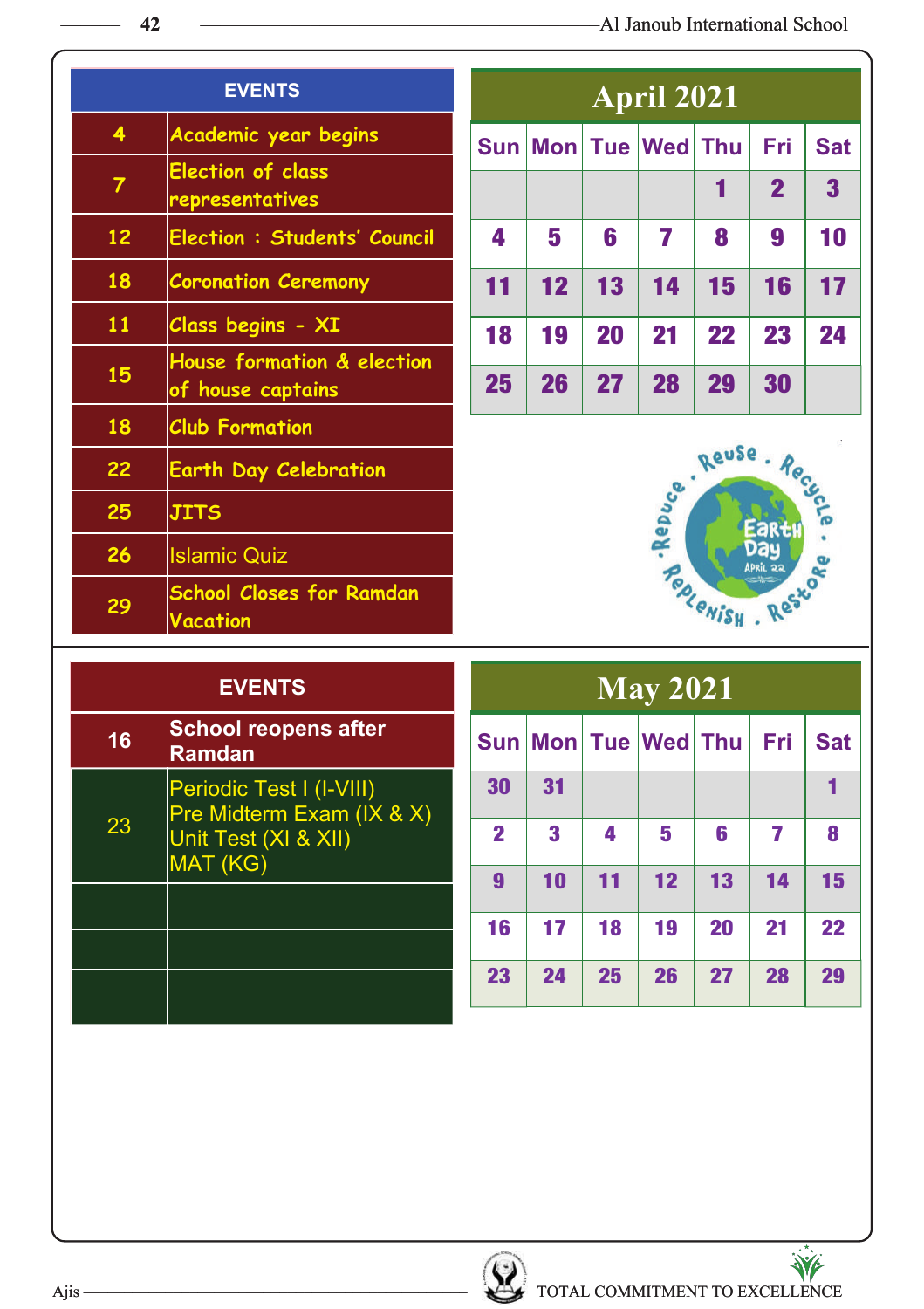## EVENTS

| Date | Event |
|---|---|
| 4 | Academic year begins |
| 7 | Election of class representatives |
| 12 | Election : Students' Council |
| 18 | Coronation Ceremony |
| 11 | Class begins - XI |
| 15 | House formation & election of house captains |
| 18 | Club Formation |
| 22 | Earth Day Celebration |
| 25 | JITS |
| 26 | Islamic Quiz |
| 29 | School Closes for Ramdan Vacation |

## April 2021

| Sun | Mon | Tue | Wed | Thu | Fri | Sat |
|---|---|---|---|---|---|---|
| | | | | 1 | 2 | 3 |
| 4 | 5 | 6 | 7 | 8 | 9 | 10 |
| 11 | 12 | 13 | 14 | 15 | 16 | 17 |
| 18 | 19 | 20 | 21 | 22 | 23 | 24 |
| 25 | 26 | 27 | 28 | 29 | 30 | |

Reduce . Reuse . Recycle . Restore . Replenish
Earth Day April 22

## EVENTS

| Date | Event |
|---|---|
| 16 | School reopens after Ramdan |
| 23 | Periodic Test I (I-VIII)<br>Pre Midterm Exam (IX & X)<br>Unit Test (XI & XII)<br>MAT (KG) |
| | |
| | |
| | |

## May 2021

| Sun | Mon | Tue | Wed | Thu | Fri | Sat |
|---|---|---|---|---|---|---|
| 30 | 31 | | | | | 1 |
| 2 | 3 | 4 | 5 | 6 | 7 | 8 |
| 9 | 10 | 11 | 12 | 13 | 14 | 15 |
| 16 | 17 | 18 | 19 | 20 | 21 | 22 |
| 23 | 24 | 25 | 26 | 27 | 28 | 29 |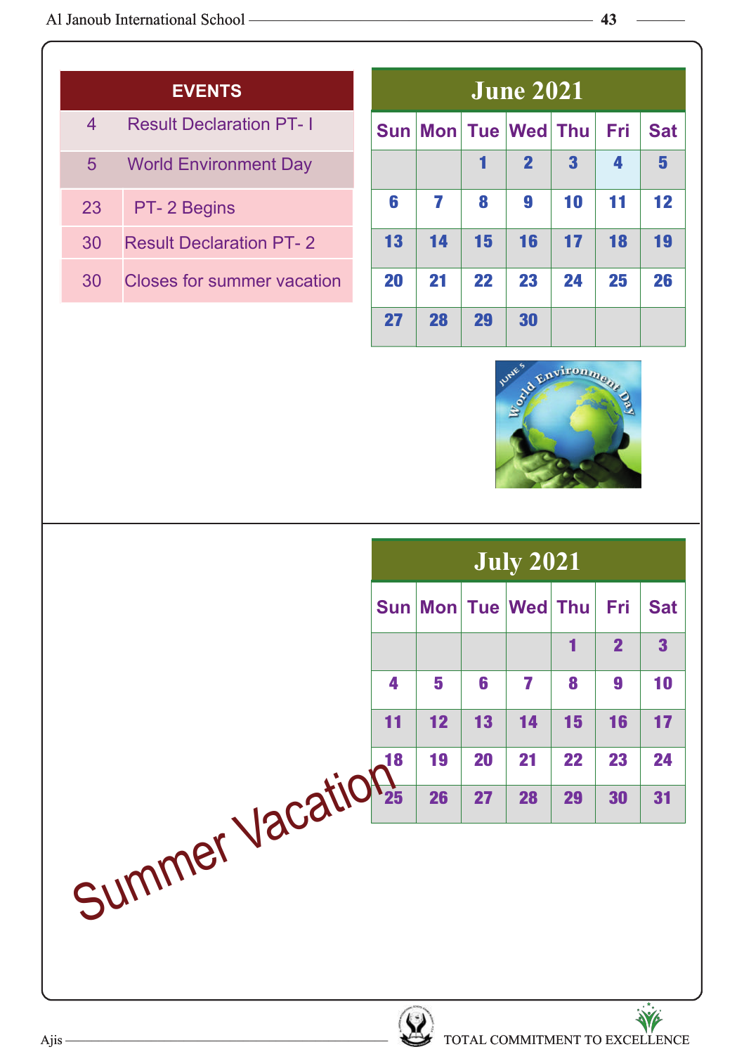| EVENTS | |
|---|---|
| 4 | Result Declaration PT- I |
| 5 | World Environment Day |
| 23 | PT- 2 Begins |
| 30 | Result Declaration PT- 2 |
| 30 | Closes for summer vacation |

## June 2021

| Sun | Mon | Tue | Wed | Thu | Fri | Sat |
|---|---|---|---|---|---|---|
| | | 1 | 2 | 3 | 4 | 5 |
| 6 | 7 | 8 | 9 | 10 | 11 | 12 |
| 13 | 14 | 15 | 16 | 17 | 18 | 19 |
| 20 | 21 | 22 | 23 | 24 | 25 | 26 |
| 27 | 28 | 29 | 30 | | | |

## July 2021

| Sun | Mon | Tue | Wed | Thu | Fri | Sat |
|---|---|---|---|---|---|---|
| | | | | 1 | 2 | 3 |
| 4 | 5 | 6 | 7 | 8 | 9 | 10 |
| 11 | 12 | 13 | 14 | 15 | 16 | 17 |
| 18 | 19 | 20 | 21 | 22 | 23 | 24 |
| 25 | 26 | 27 | 28 | 29 | 30 | 31 |

Summer Vacation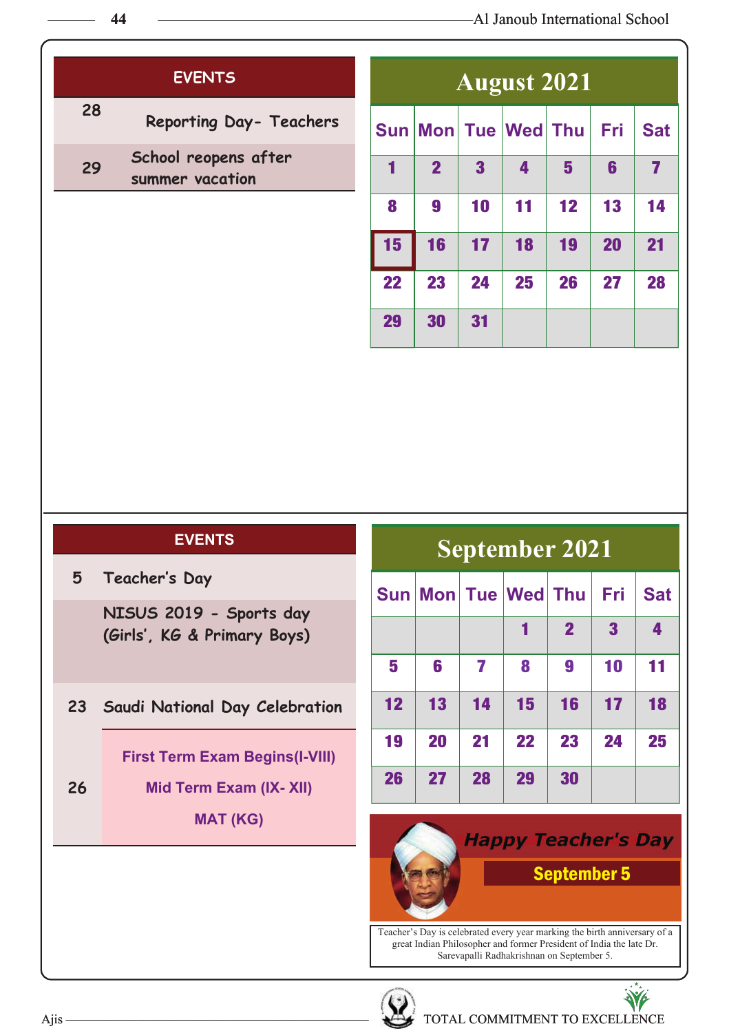## EVENTS

| Date | Event |
|---|---|
| 28 | Reporting Day- Teachers |
| 29 | School reopens after summer vacation |

## August 2021

| Sun | Mon | Tue | Wed | Thu | Fri | Sat |
|---|---|---|---|---|---|---|
| 1 | 2 | 3 | 4 | 5 | 6 | 7 |
| 8 | 9 | 10 | 11 | 12 | 13 | 14 |
| 15 | 16 | 17 | 18 | 19 | 20 | 21 |
| 22 | 23 | 24 | 25 | 26 | 27 | 28 |
| 29 | 30 | 31 | | | | |

## EVENTS

| Date | Event |
|---|---|
| 5 | Teacher's Day |
| | NISUS 2019 - Sports day (Girls', KG & Primary Boys) |
| 23 | Saudi National Day Celebration |
| 26 | First Term Exam Begins(I-VIII)<br>Mid Term Exam (IX- XII)<br>MAT (KG) |

## September 2021

| Sun | Mon | Tue | Wed | Thu | Fri | Sat |
|---|---|---|---|---|---|---|
| | | | 1 | 2 | 3 | 4 |
| 5 | 6 | 7 | 8 | 9 | 10 | 11 |
| 12 | 13 | 14 | 15 | 16 | 17 | 18 |
| 19 | 20 | 21 | 22 | 23 | 24 | 25 |
| 26 | 27 | 28 | 29 | 30 | | |

**Happy Teacher's Day**

**September 5**

Teacher's Day is celebrated every year marking the birth anniversary of a great Indian Philosopher and former President of India the late Dr. Sarevapalli Radhakrishnan on September 5.

TOTAL COMMITMENT TO EXCELLENCE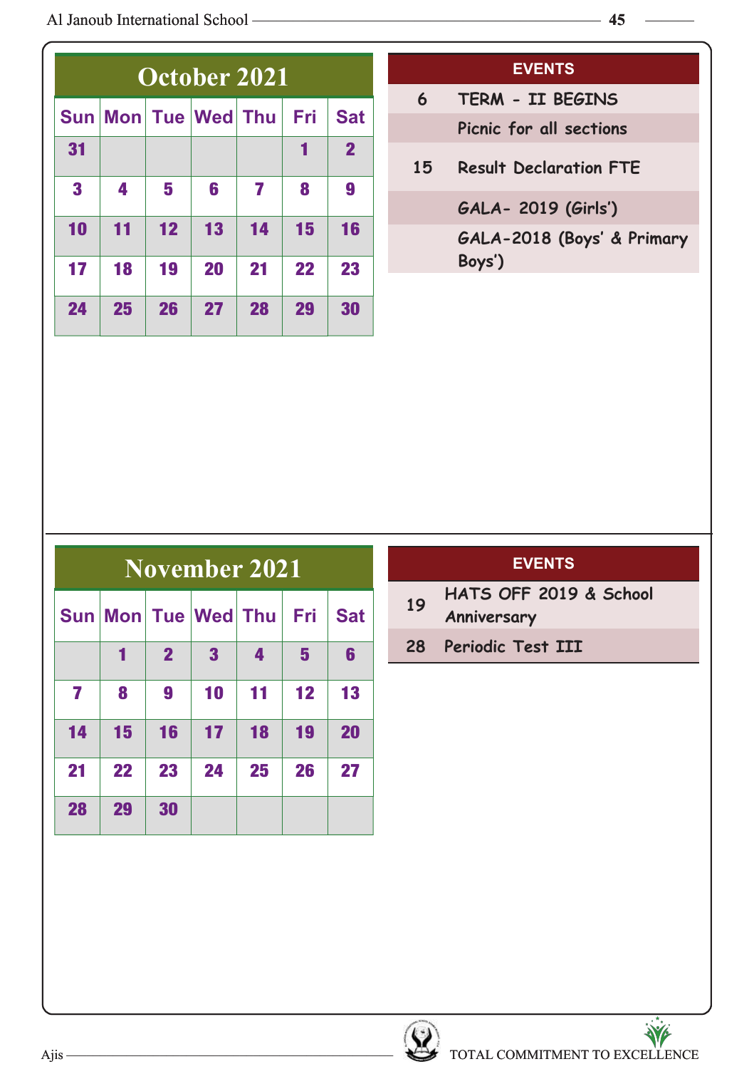## October 2021

| Sun | Mon | Tue | Wed | Thu | Fri | Sat |
|---|---|---|---|---|---|---|
| 31 | | | | | 1 | 2 |
| 3 | 4 | 5 | 6 | 7 | 8 | 9 |
| 10 | 11 | 12 | 13 | 14 | 15 | 16 |
| 17 | 18 | 19 | 20 | 21 | 22 | 23 |
| 24 | 25 | 26 | 27 | 28 | 29 | 30 |

| EVENTS | |
|---|---|
| 6 | TERM - II BEGINS |
| | Picnic for all sections |
| 15 | Result Declaration FTE |
| | GALA- 2019 (Girls') |
| | GALA-2018 (Boys' & Primary Boys') |

## November 2021

| Sun | Mon | Tue | Wed | Thu | Fri | Sat |
|---|---|---|---|---|---|---|
| | 1 | 2 | 3 | 4 | 5 | 6 |
| 7 | 8 | 9 | 10 | 11 | 12 | 13 |
| 14 | 15 | 16 | 17 | 18 | 19 | 20 |
| 21 | 22 | 23 | 24 | 25 | 26 | 27 |
| 28 | 29 | 30 | | | | |

| EVENTS | |
|---|---|
| 19 | HATS OFF 2019 & School Anniversary |
| 28 | Periodic Test III |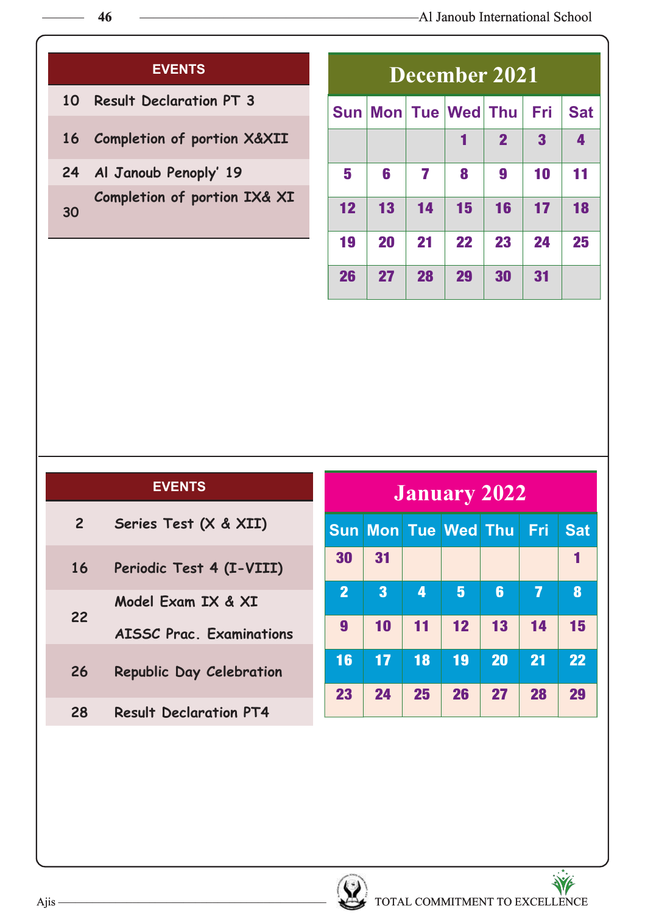## EVENTS

| Date | Event |
|---|---|
| 10 | Result Declaration PT 3 |
| 16 | Completion of portion X&XII |
| 24 | Al Janoub Penoply' 19 |
| 30 | Completion of portion IX& XI |

## December 2021

| Sun | Mon | Tue | Wed | Thu | Fri | Sat |
|---|---|---|---|---|---|---|
| | | | 1 | 2 | 3 | 4 |
| 5 | 6 | 7 | 8 | 9 | 10 | 11 |
| 12 | 13 | 14 | 15 | 16 | 17 | 18 |
| 19 | 20 | 21 | 22 | 23 | 24 | 25 |
| 26 | 27 | 28 | 29 | 30 | 31 | |

## EVENTS

| Date | Event |
|---|---|
| 2 | Series Test (X & XII) |
| 16 | Periodic Test 4 (I-VIII) |
| 22 | Model Exam IX & XI<br>AISSC Prac. Examinations |
| 26 | Republic Day Celebration |
| 28 | Result Declaration PT4 |

## January 2022

| Sun | Mon | Tue | Wed | Thu | Fri | Sat |
|---|---|---|---|---|---|---|
| 30 | 31 | | | | | 1 |
| 2 | 3 | 4 | 5 | 6 | 7 | 8 |
| 9 | 10 | 11 | 12 | 13 | 14 | 15 |
| 16 | 17 | 18 | 19 | 20 | 21 | 22 |
| 23 | 24 | 25 | 26 | 27 | 28 | 29 |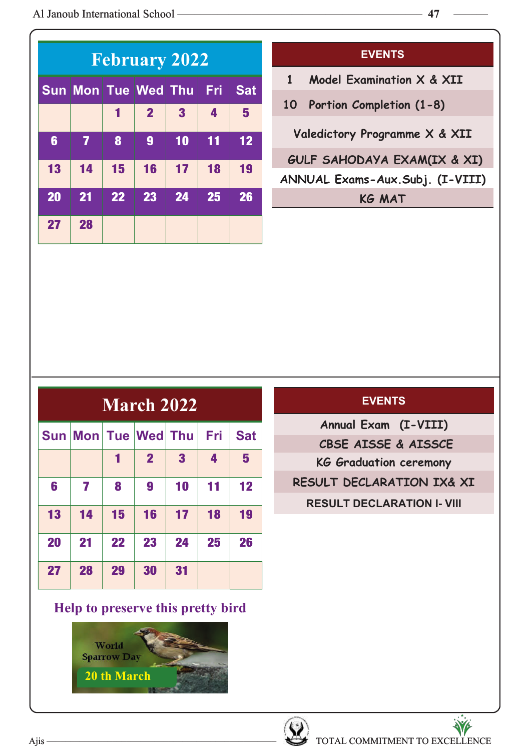## February 2022

| Sun | Mon | Tue | Wed | Thu | Fri | Sat |
|---|---|---|---|---|---|---|
| | | 1 | 2 | 3 | 4 | 5 |
| 6 | 7 | 8 | 9 | 10 | 11 | 12 |
| 13 | 14 | 15 | 16 | 17 | 18 | 19 |
| 20 | 21 | 22 | 23 | 24 | 25 | 26 |
| 27 | 28 | | | | | |

### EVENTS

| | |
|---|---|
| 1 | Model Examination X & XII |
| 10 | Portion Completion (1-8) |
| | Valedictory Programme X & XII |
| | GULF SAHODAYA EXAM(IX & XI) |
| | ANNUAL Exams-Aux.Subj. (I-VIII) |
| | KG MAT |

## March 2022

| Sun | Mon | Tue | Wed | Thu | Fri | Sat |
|---|---|---|---|---|---|---|
| | | 1 | 2 | 3 | 4 | 5 |
| 6 | 7 | 8 | 9 | 10 | 11 | 12 |
| 13 | 14 | 15 | 16 | 17 | 18 | 19 |
| 20 | 21 | 22 | 23 | 24 | 25 | 26 |
| 27 | 28 | 29 | 30 | 31 | | |

### EVENTS

- Annual Exam (I-VIII)
- CBSE AISSE & AISSCE
- KG Graduation ceremony
- RESULT DECLARATION IX& XI
- RESULT DECLARATION I- VIII

**Help to preserve this pretty bird**

World Sparrow Day

20 th March